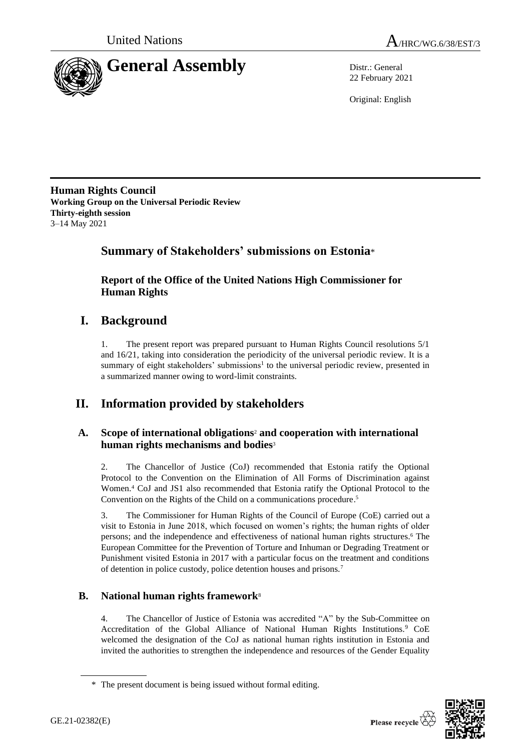United Nations A/HRC/WG.6/38/EST/3

# General Assembly

Distr.: General
22 February 2021

Original: English

**Human Rights Council**
**Working Group on the Universal Periodic Review**
**Thirty-eighth session**
3–14 May 2021

## Summary of Stakeholders' submissions on Estonia*

### Report of the Office of the United Nations High Commissioner for Human Rights

## I. Background

1. The present report was prepared pursuant to Human Rights Council resolutions 5/1 and 16/21, taking into consideration the periodicity of the universal periodic review. It is a summary of eight stakeholders' submissions[1] to the universal periodic review, presented in a summarized manner owing to word-limit constraints.

## II. Information provided by stakeholders

### A. Scope of international obligations[2] and cooperation with international human rights mechanisms and bodies[3]

2. The Chancellor of Justice (CoJ) recommended that Estonia ratify the Optional Protocol to the Convention on the Elimination of All Forms of Discrimination against Women.[4] CoJ and JS1 also recommended that Estonia ratify the Optional Protocol to the Convention on the Rights of the Child on a communications procedure.[5]

3. The Commissioner for Human Rights of the Council of Europe (CoE) carried out a visit to Estonia in June 2018, which focused on women's rights; the human rights of older persons; and the independence and effectiveness of national human rights structures.[6] The European Committee for the Prevention of Torture and Inhuman or Degrading Treatment or Punishment visited Estonia in 2017 with a particular focus on the treatment and conditions of detention in police custody, police detention houses and prisons.[7]

### B. National human rights framework[8]

4. The Chancellor of Justice of Estonia was accredited "A" by the Sub-Committee on Accreditation of the Global Alliance of National Human Rights Institutions.[9] CoE welcomed the designation of the CoJ as national human rights institution in Estonia and invited the authorities to strengthen the independence and resources of the Gender Equality

\* The present document is being issued without formal editing.

GE.21-02382(E)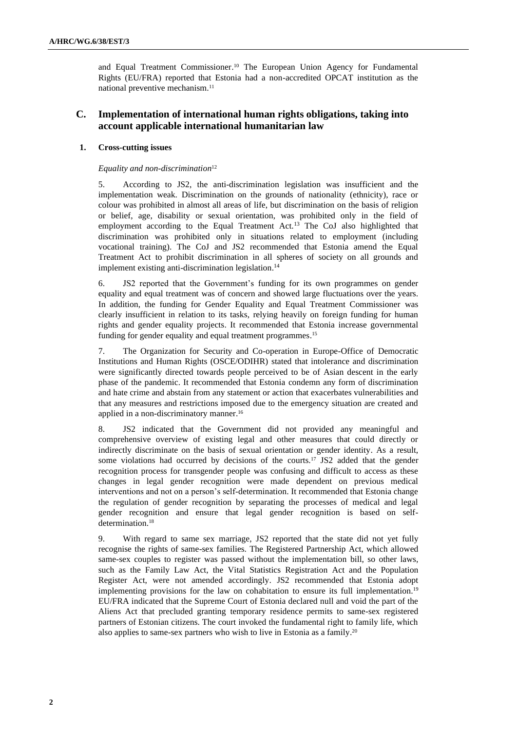and Equal Treatment Commissioner.[10] The European Union Agency for Fundamental Rights (EU/FRA) reported that Estonia had a non-accredited OPCAT institution as the national preventive mechanism.[11]

## C. Implementation of international human rights obligations, taking into account applicable international humanitarian law

### 1. Cross-cutting issues

*Equality and non-discrimination*[12]

5. According to JS2, the anti-discrimination legislation was insufficient and the implementation weak. Discrimination on the grounds of nationality (ethnicity), race or colour was prohibited in almost all areas of life, but discrimination on the basis of religion or belief, age, disability or sexual orientation, was prohibited only in the field of employment according to the Equal Treatment Act.[13] The CoJ also highlighted that discrimination was prohibited only in situations related to employment (including vocational training). The CoJ and JS2 recommended that Estonia amend the Equal Treatment Act to prohibit discrimination in all spheres of society on all grounds and implement existing anti-discrimination legislation.[14]

6. JS2 reported that the Government's funding for its own programmes on gender equality and equal treatment was of concern and showed large fluctuations over the years. In addition, the funding for Gender Equality and Equal Treatment Commissioner was clearly insufficient in relation to its tasks, relying heavily on foreign funding for human rights and gender equality projects. It recommended that Estonia increase governmental funding for gender equality and equal treatment programmes.[15]

7. The Organization for Security and Co-operation in Europe-Office of Democratic Institutions and Human Rights (OSCE/ODIHR) stated that intolerance and discrimination were significantly directed towards people perceived to be of Asian descent in the early phase of the pandemic. It recommended that Estonia condemn any form of discrimination and hate crime and abstain from any statement or action that exacerbates vulnerabilities and that any measures and restrictions imposed due to the emergency situation are created and applied in a non-discriminatory manner.[16]

8. JS2 indicated that the Government did not provided any meaningful and comprehensive overview of existing legal and other measures that could directly or indirectly discriminate on the basis of sexual orientation or gender identity. As a result, some violations had occurred by decisions of the courts.[17] JS2 added that the gender recognition process for transgender people was confusing and difficult to access as these changes in legal gender recognition were made dependent on previous medical interventions and not on a person's self-determination. It recommended that Estonia change the regulation of gender recognition by separating the processes of medical and legal gender recognition and ensure that legal gender recognition is based on self-determination.[18]

9. With regard to same sex marriage, JS2 reported that the state did not yet fully recognise the rights of same-sex families. The Registered Partnership Act, which allowed same-sex couples to register was passed without the implementation bill, so other laws, such as the Family Law Act, the Vital Statistics Registration Act and the Population Register Act, were not amended accordingly. JS2 recommended that Estonia adopt implementing provisions for the law on cohabitation to ensure its full implementation.[19] EU/FRA indicated that the Supreme Court of Estonia declared null and void the part of the Aliens Act that precluded granting temporary residence permits to same-sex registered partners of Estonian citizens. The court invoked the fundamental right to family life, which also applies to same-sex partners who wish to live in Estonia as a family.[20]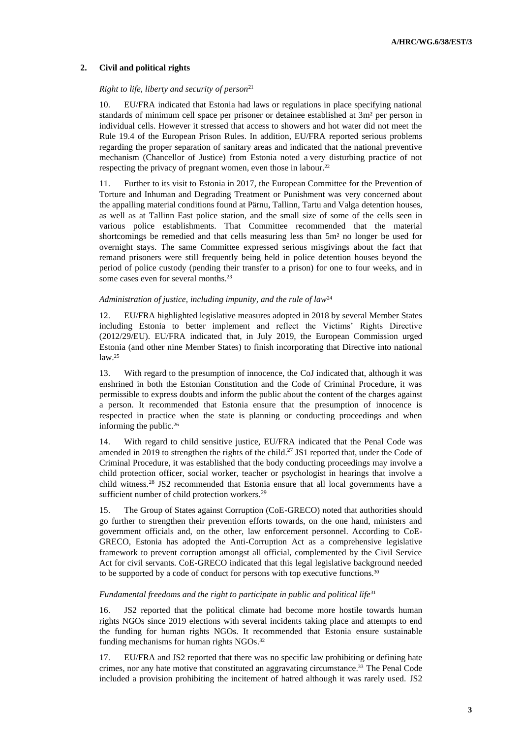### 2. Civil and political rights

*Right to life, liberty and security of person*[21]

10. EU/FRA indicated that Estonia had laws or regulations in place specifying national standards of minimum cell space per prisoner or detainee established at 3m² per person in individual cells. However it stressed that access to showers and hot water did not meet the Rule 19.4 of the European Prison Rules. In addition, EU/FRA reported serious problems regarding the proper separation of sanitary areas and indicated that the national preventive mechanism (Chancellor of Justice) from Estonia noted a very disturbing practice of not respecting the privacy of pregnant women, even those in labour.[22]

11. Further to its visit to Estonia in 2017, the European Committee for the Prevention of Torture and Inhuman and Degrading Treatment or Punishment was very concerned about the appalling material conditions found at Pärnu, Tallinn, Tartu and Valga detention houses, as well as at Tallinn East police station, and the small size of some of the cells seen in various police establishments. That Committee recommended that the material shortcomings be remedied and that cells measuring less than 5m² no longer be used for overnight stays. The same Committee expressed serious misgivings about the fact that remand prisoners were still frequently being held in police detention houses beyond the period of police custody (pending their transfer to a prison) for one to four weeks, and in some cases even for several months.[23]

*Administration of justice, including impunity, and the rule of law*[24]

12. EU/FRA highlighted legislative measures adopted in 2018 by several Member States including Estonia to better implement and reflect the Victims' Rights Directive (2012/29/EU). EU/FRA indicated that, in July 2019, the European Commission urged Estonia (and other nine Member States) to finish incorporating that Directive into national law.[25]

13. With regard to the presumption of innocence, the CoJ indicated that, although it was enshrined in both the Estonian Constitution and the Code of Criminal Procedure, it was permissible to express doubts and inform the public about the content of the charges against a person. It recommended that Estonia ensure that the presumption of innocence is respected in practice when the state is planning or conducting proceedings and when informing the public.[26]

14. With regard to child sensitive justice, EU/FRA indicated that the Penal Code was amended in 2019 to strengthen the rights of the child.[27] JS1 reported that, under the Code of Criminal Procedure, it was established that the body conducting proceedings may involve a child protection officer, social worker, teacher or psychologist in hearings that involve a child witness.[28] JS2 recommended that Estonia ensure that all local governments have a sufficient number of child protection workers.[29]

15. The Group of States against Corruption (CoE-GRECO) noted that authorities should go further to strengthen their prevention efforts towards, on the one hand, ministers and government officials and, on the other, law enforcement personnel. According to CoE-GRECO, Estonia has adopted the Anti-Corruption Act as a comprehensive legislative framework to prevent corruption amongst all official, complemented by the Civil Service Act for civil servants. CoE-GRECO indicated that this legal legislative background needed to be supported by a code of conduct for persons with top executive functions.[30]

*Fundamental freedoms and the right to participate in public and political life*[31]

16. JS2 reported that the political climate had become more hostile towards human rights NGOs since 2019 elections with several incidents taking place and attempts to end the funding for human rights NGOs. It recommended that Estonia ensure sustainable funding mechanisms for human rights NGOs.[32]

17. EU/FRA and JS2 reported that there was no specific law prohibiting or defining hate crimes, nor any hate motive that constituted an aggravating circumstance.[33] The Penal Code included a provision prohibiting the incitement of hatred although it was rarely used. JS2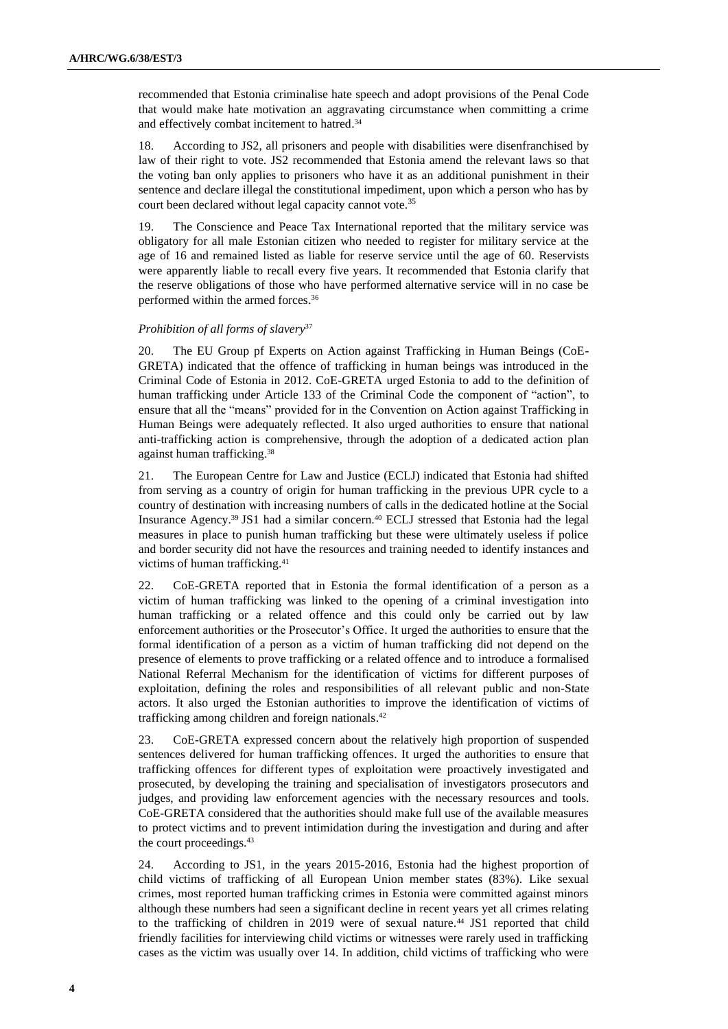recommended that Estonia criminalise hate speech and adopt provisions of the Penal Code that would make hate motivation an aggravating circumstance when committing a crime and effectively combat incitement to hatred.[34]

18. According to JS2, all prisoners and people with disabilities were disenfranchised by law of their right to vote. JS2 recommended that Estonia amend the relevant laws so that the voting ban only applies to prisoners who have it as an additional punishment in their sentence and declare illegal the constitutional impediment, upon which a person who has by court been declared without legal capacity cannot vote.[35]

19. The Conscience and Peace Tax International reported that the military service was obligatory for all male Estonian citizen who needed to register for military service at the age of 16 and remained listed as liable for reserve service until the age of 60. Reservists were apparently liable to recall every five years. It recommended that Estonia clarify that the reserve obligations of those who have performed alternative service will in no case be performed within the armed forces.[36]

*Prohibition of all forms of slavery*[37]

20. The EU Group pf Experts on Action against Trafficking in Human Beings (CoE-GRETA) indicated that the offence of trafficking in human beings was introduced in the Criminal Code of Estonia in 2012. CoE-GRETA urged Estonia to add to the definition of human trafficking under Article 133 of the Criminal Code the component of "action", to ensure that all the "means" provided for in the Convention on Action against Trafficking in Human Beings were adequately reflected. It also urged authorities to ensure that national anti-trafficking action is comprehensive, through the adoption of a dedicated action plan against human trafficking.[38]

21. The European Centre for Law and Justice (ECLJ) indicated that Estonia had shifted from serving as a country of origin for human trafficking in the previous UPR cycle to a country of destination with increasing numbers of calls in the dedicated hotline at the Social Insurance Agency.[39] JS1 had a similar concern.[40] ECLJ stressed that Estonia had the legal measures in place to punish human trafficking but these were ultimately useless if police and border security did not have the resources and training needed to identify instances and victims of human trafficking.[41]

22. CoE-GRETA reported that in Estonia the formal identification of a person as a victim of human trafficking was linked to the opening of a criminal investigation into human trafficking or a related offence and this could only be carried out by law enforcement authorities or the Prosecutor's Office. It urged the authorities to ensure that the formal identification of a person as a victim of human trafficking did not depend on the presence of elements to prove trafficking or a related offence and to introduce a formalised National Referral Mechanism for the identification of victims for different purposes of exploitation, defining the roles and responsibilities of all relevant public and non-State actors. It also urged the Estonian authorities to improve the identification of victims of trafficking among children and foreign nationals.[42]

23. CoE-GRETA expressed concern about the relatively high proportion of suspended sentences delivered for human trafficking offences. It urged the authorities to ensure that trafficking offences for different types of exploitation were proactively investigated and prosecuted, by developing the training and specialisation of investigators prosecutors and judges, and providing law enforcement agencies with the necessary resources and tools. CoE-GRETA considered that the authorities should make full use of the available measures to protect victims and to prevent intimidation during the investigation and during and after the court proceedings.[43]

24. According to JS1, in the years 2015-2016, Estonia had the highest proportion of child victims of trafficking of all European Union member states (83%). Like sexual crimes, most reported human trafficking crimes in Estonia were committed against minors although these numbers had seen a significant decline in recent years yet all crimes relating to the trafficking of children in 2019 were of sexual nature.[44] JS1 reported that child friendly facilities for interviewing child victims or witnesses were rarely used in trafficking cases as the victim was usually over 14. In addition, child victims of trafficking who were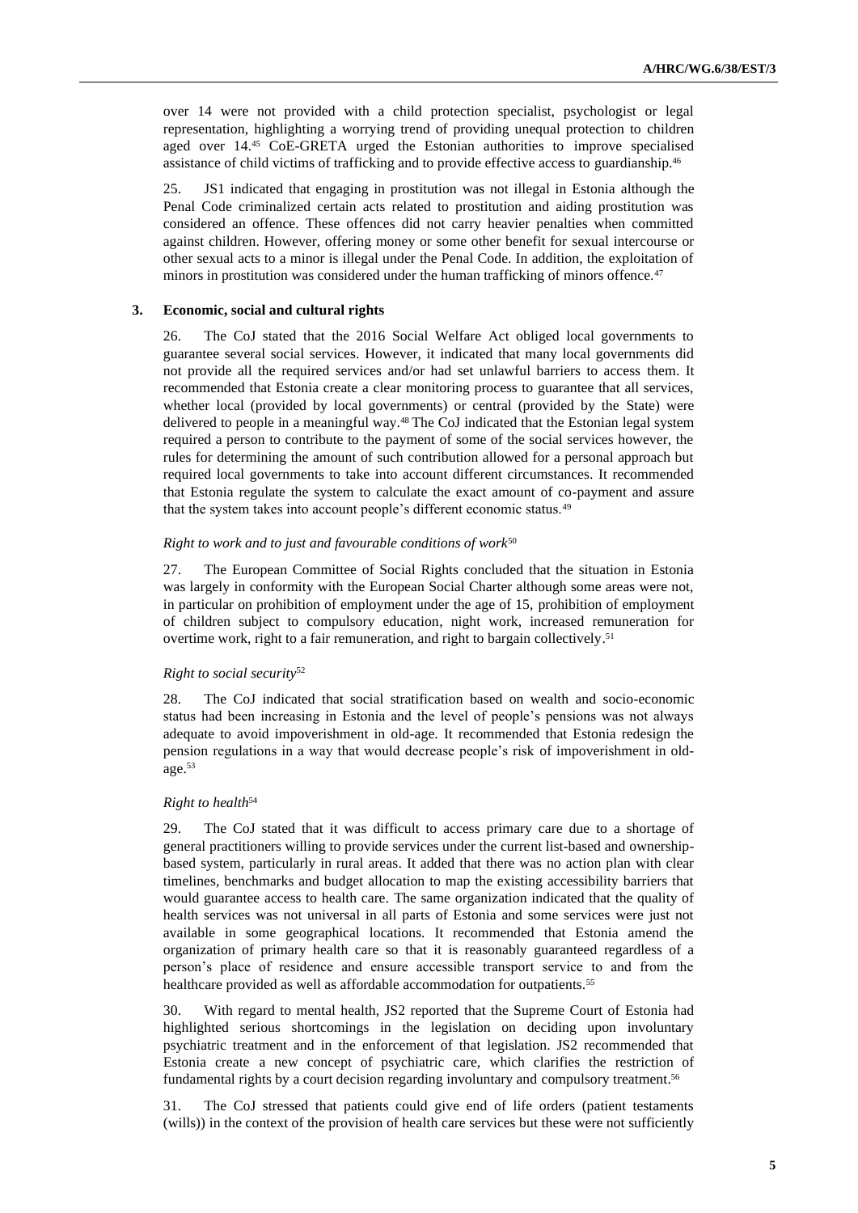over 14 were not provided with a child protection specialist, psychologist or legal representation, highlighting a worrying trend of providing unequal protection to children aged over 14.[45] CoE-GRETA urged the Estonian authorities to improve specialised assistance of child victims of trafficking and to provide effective access to guardianship.[46]

25. JS1 indicated that engaging in prostitution was not illegal in Estonia although the Penal Code criminalized certain acts related to prostitution and aiding prostitution was considered an offence. These offences did not carry heavier penalties when committed against children. However, offering money or some other benefit for sexual intercourse or other sexual acts to a minor is illegal under the Penal Code. In addition, the exploitation of minors in prostitution was considered under the human trafficking of minors offence.[47]

### 3. Economic, social and cultural rights

26. The CoJ stated that the 2016 Social Welfare Act obliged local governments to guarantee several social services. However, it indicated that many local governments did not provide all the required services and/or had set unlawful barriers to access them. It recommended that Estonia create a clear monitoring process to guarantee that all services, whether local (provided by local governments) or central (provided by the State) were delivered to people in a meaningful way.[48] The CoJ indicated that the Estonian legal system required a person to contribute to the payment of some of the social services however, the rules for determining the amount of such contribution allowed for a personal approach but required local governments to take into account different circumstances. It recommended that Estonia regulate the system to calculate the exact amount of co-payment and assure that the system takes into account people's different economic status.[49]

#### *Right to work and to just and favourable conditions of work*[50]

27. The European Committee of Social Rights concluded that the situation in Estonia was largely in conformity with the European Social Charter although some areas were not, in particular on prohibition of employment under the age of 15, prohibition of employment of children subject to compulsory education, night work, increased remuneration for overtime work, right to a fair remuneration, and right to bargain collectively.[51]

#### *Right to social security*[52]

28. The CoJ indicated that social stratification based on wealth and socio-economic status had been increasing in Estonia and the level of people's pensions was not always adequate to avoid impoverishment in old-age. It recommended that Estonia redesign the pension regulations in a way that would decrease people's risk of impoverishment in old-age.[53]

#### *Right to health*[54]

29. The CoJ stated that it was difficult to access primary care due to a shortage of general practitioners willing to provide services under the current list-based and ownership-based system, particularly in rural areas. It added that there was no action plan with clear timelines, benchmarks and budget allocation to map the existing accessibility barriers that would guarantee access to health care. The same organization indicated that the quality of health services was not universal in all parts of Estonia and some services were just not available in some geographical locations. It recommended that Estonia amend the organization of primary health care so that it is reasonably guaranteed regardless of a person's place of residence and ensure accessible transport service to and from the healthcare provided as well as affordable accommodation for outpatients.[55]

30. With regard to mental health, JS2 reported that the Supreme Court of Estonia had highlighted serious shortcomings in the legislation on deciding upon involuntary psychiatric treatment and in the enforcement of that legislation. JS2 recommended that Estonia create a new concept of psychiatric care, which clarifies the restriction of fundamental rights by a court decision regarding involuntary and compulsory treatment.[56]

31. The CoJ stressed that patients could give end of life orders (patient testaments (wills)) in the context of the provision of health care services but these were not sufficiently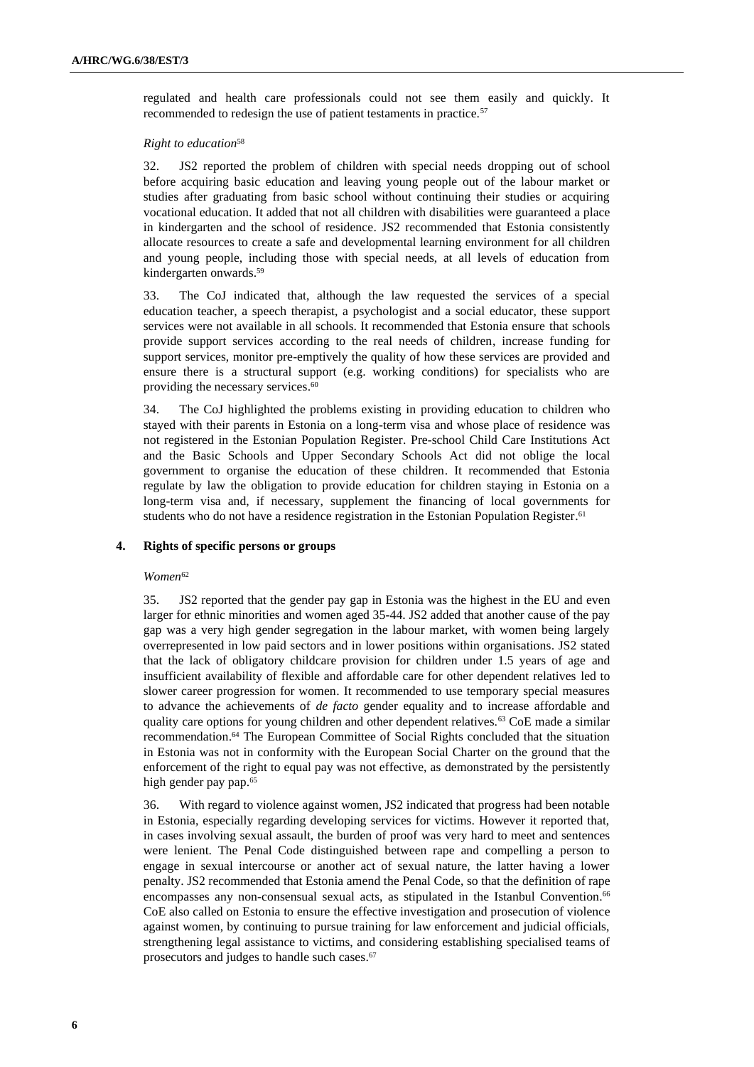regulated and health care professionals could not see them easily and quickly. It recommended to redesign the use of patient testaments in practice.[57]

*Right to education*[58]

32. JS2 reported the problem of children with special needs dropping out of school before acquiring basic education and leaving young people out of the labour market or studies after graduating from basic school without continuing their studies or acquiring vocational education. It added that not all children with disabilities were guaranteed a place in kindergarten and the school of residence. JS2 recommended that Estonia consistently allocate resources to create a safe and developmental learning environment for all children and young people, including those with special needs, at all levels of education from kindergarten onwards.[59]

33. The CoJ indicated that, although the law requested the services of a special education teacher, a speech therapist, a psychologist and a social educator, these support services were not available in all schools. It recommended that Estonia ensure that schools provide support services according to the real needs of children, increase funding for support services, monitor pre-emptively the quality of how these services are provided and ensure there is a structural support (e.g. working conditions) for specialists who are providing the necessary services.[60]

34. The CoJ highlighted the problems existing in providing education to children who stayed with their parents in Estonia on a long-term visa and whose place of residence was not registered in the Estonian Population Register. Pre-school Child Care Institutions Act and the Basic Schools and Upper Secondary Schools Act did not oblige the local government to organise the education of these children. It recommended that Estonia regulate by law the obligation to provide education for children staying in Estonia on a long-term visa and, if necessary, supplement the financing of local governments for students who do not have a residence registration in the Estonian Population Register.[61]

### 4. Rights of specific persons or groups

*Women*[62]

35. JS2 reported that the gender pay gap in Estonia was the highest in the EU and even larger for ethnic minorities and women aged 35-44. JS2 added that another cause of the pay gap was a very high gender segregation in the labour market, with women being largely overrepresented in low paid sectors and in lower positions within organisations. JS2 stated that the lack of obligatory childcare provision for children under 1.5 years of age and insufficient availability of flexible and affordable care for other dependent relatives led to slower career progression for women. It recommended to use temporary special measures to advance the achievements of *de facto* gender equality and to increase affordable and quality care options for young children and other dependent relatives.[63] CoE made a similar recommendation.[64] The European Committee of Social Rights concluded that the situation in Estonia was not in conformity with the European Social Charter on the ground that the enforcement of the right to equal pay was not effective, as demonstrated by the persistently high gender pay pap.[65]

36. With regard to violence against women, JS2 indicated that progress had been notable in Estonia, especially regarding developing services for victims. However it reported that, in cases involving sexual assault, the burden of proof was very hard to meet and sentences were lenient. The Penal Code distinguished between rape and compelling a person to engage in sexual intercourse or another act of sexual nature, the latter having a lower penalty. JS2 recommended that Estonia amend the Penal Code, so that the definition of rape encompasses any non-consensual sexual acts, as stipulated in the Istanbul Convention.[66] CoE also called on Estonia to ensure the effective investigation and prosecution of violence against women, by continuing to pursue training for law enforcement and judicial officials, strengthening legal assistance to victims, and considering establishing specialised teams of prosecutors and judges to handle such cases.[67]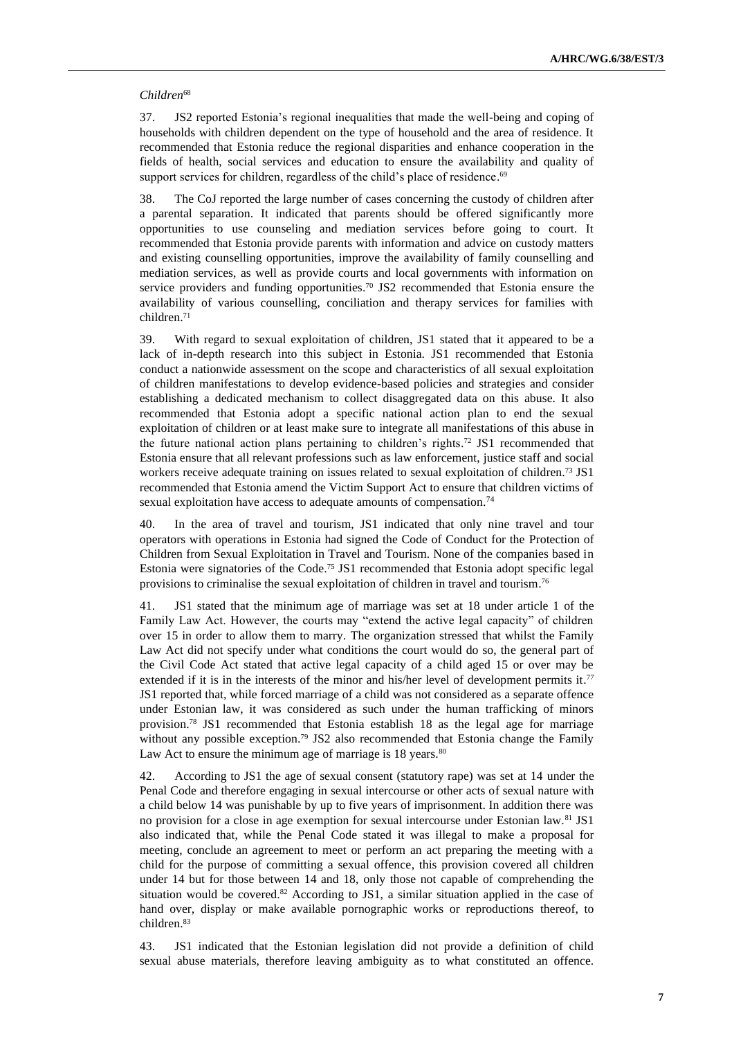*Children*[68]

37. JS2 reported Estonia's regional inequalities that made the well-being and coping of households with children dependent on the type of household and the area of residence. It recommended that Estonia reduce the regional disparities and enhance cooperation in the fields of health, social services and education to ensure the availability and quality of support services for children, regardless of the child's place of residence.[69]

38. The CoJ reported the large number of cases concerning the custody of children after a parental separation. It indicated that parents should be offered significantly more opportunities to use counseling and mediation services before going to court. It recommended that Estonia provide parents with information and advice on custody matters and existing counselling opportunities, improve the availability of family counselling and mediation services, as well as provide courts and local governments with information on service providers and funding opportunities.[70] JS2 recommended that Estonia ensure the availability of various counselling, conciliation and therapy services for families with children.[71]

39. With regard to sexual exploitation of children, JS1 stated that it appeared to be a lack of in-depth research into this subject in Estonia. JS1 recommended that Estonia conduct a nationwide assessment on the scope and characteristics of all sexual exploitation of children manifestations to develop evidence-based policies and strategies and consider establishing a dedicated mechanism to collect disaggregated data on this abuse. It also recommended that Estonia adopt a specific national action plan to end the sexual exploitation of children or at least make sure to integrate all manifestations of this abuse in the future national action plans pertaining to children's rights.[72] JS1 recommended that Estonia ensure that all relevant professions such as law enforcement, justice staff and social workers receive adequate training on issues related to sexual exploitation of children.[73] JS1 recommended that Estonia amend the Victim Support Act to ensure that children victims of sexual exploitation have access to adequate amounts of compensation.[74]

40. In the area of travel and tourism, JS1 indicated that only nine travel and tour operators with operations in Estonia had signed the Code of Conduct for the Protection of Children from Sexual Exploitation in Travel and Tourism. None of the companies based in Estonia were signatories of the Code.[75] JS1 recommended that Estonia adopt specific legal provisions to criminalise the sexual exploitation of children in travel and tourism.[76]

41. JS1 stated that the minimum age of marriage was set at 18 under article 1 of the Family Law Act. However, the courts may "extend the active legal capacity" of children over 15 in order to allow them to marry. The organization stressed that whilst the Family Law Act did not specify under what conditions the court would do so, the general part of the Civil Code Act stated that active legal capacity of a child aged 15 or over may be extended if it is in the interests of the minor and his/her level of development permits it.[77] JS1 reported that, while forced marriage of a child was not considered as a separate offence under Estonian law, it was considered as such under the human trafficking of minors provision.[78] JS1 recommended that Estonia establish 18 as the legal age for marriage without any possible exception.[79] JS2 also recommended that Estonia change the Family Law Act to ensure the minimum age of marriage is 18 years.[80]

42. According to JS1 the age of sexual consent (statutory rape) was set at 14 under the Penal Code and therefore engaging in sexual intercourse or other acts of sexual nature with a child below 14 was punishable by up to five years of imprisonment. In addition there was no provision for a close in age exemption for sexual intercourse under Estonian law.[81] JS1 also indicated that, while the Penal Code stated it was illegal to make a proposal for meeting, conclude an agreement to meet or perform an act preparing the meeting with a child for the purpose of committing a sexual offence, this provision covered all children under 14 but for those between 14 and 18, only those not capable of comprehending the situation would be covered.[82] According to JS1, a similar situation applied in the case of hand over, display or make available pornographic works or reproductions thereof, to children.[83]

43. JS1 indicated that the Estonian legislation did not provide a definition of child sexual abuse materials, therefore leaving ambiguity as to what constituted an offence.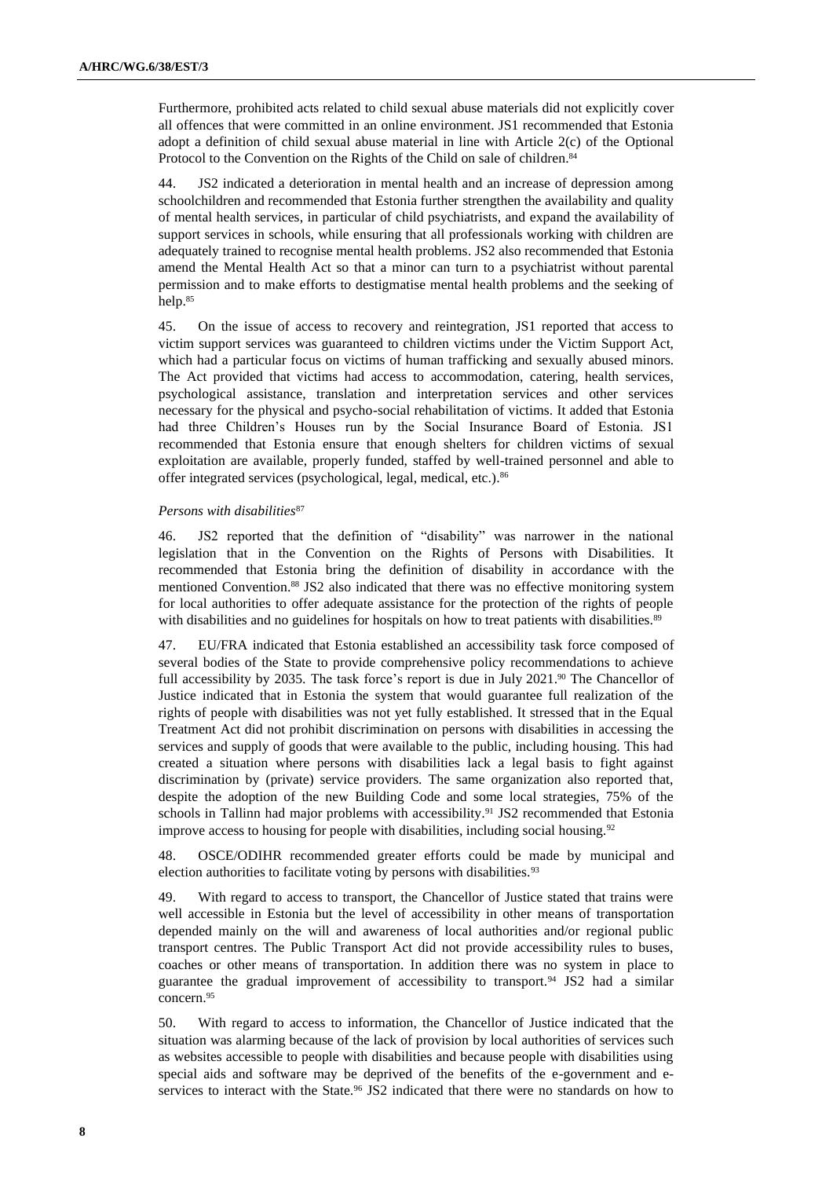Furthermore, prohibited acts related to child sexual abuse materials did not explicitly cover all offences that were committed in an online environment. JS1 recommended that Estonia adopt a definition of child sexual abuse material in line with Article 2(c) of the Optional Protocol to the Convention on the Rights of the Child on sale of children.[84]

44. JS2 indicated a deterioration in mental health and an increase of depression among schoolchildren and recommended that Estonia further strengthen the availability and quality of mental health services, in particular of child psychiatrists, and expand the availability of support services in schools, while ensuring that all professionals working with children are adequately trained to recognise mental health problems. JS2 also recommended that Estonia amend the Mental Health Act so that a minor can turn to a psychiatrist without parental permission and to make efforts to destigmatise mental health problems and the seeking of help.[85]

45. On the issue of access to recovery and reintegration, JS1 reported that access to victim support services was guaranteed to children victims under the Victim Support Act, which had a particular focus on victims of human trafficking and sexually abused minors. The Act provided that victims had access to accommodation, catering, health services, psychological assistance, translation and interpretation services and other services necessary for the physical and psycho-social rehabilitation of victims. It added that Estonia had three Children's Houses run by the Social Insurance Board of Estonia. JS1 recommended that Estonia ensure that enough shelters for children victims of sexual exploitation are available, properly funded, staffed by well-trained personnel and able to offer integrated services (psychological, legal, medical, etc.).[86]

*Persons with disabilities*[87]

46. JS2 reported that the definition of "disability" was narrower in the national legislation that in the Convention on the Rights of Persons with Disabilities. It recommended that Estonia bring the definition of disability in accordance with the mentioned Convention.[88] JS2 also indicated that there was no effective monitoring system for local authorities to offer adequate assistance for the protection of the rights of people with disabilities and no guidelines for hospitals on how to treat patients with disabilities.[89]

47. EU/FRA indicated that Estonia established an accessibility task force composed of several bodies of the State to provide comprehensive policy recommendations to achieve full accessibility by 2035. The task force's report is due in July 2021.[90] The Chancellor of Justice indicated that in Estonia the system that would guarantee full realization of the rights of people with disabilities was not yet fully established. It stressed that in the Equal Treatment Act did not prohibit discrimination on persons with disabilities in accessing the services and supply of goods that were available to the public, including housing. This had created a situation where persons with disabilities lack a legal basis to fight against discrimination by (private) service providers. The same organization also reported that, despite the adoption of the new Building Code and some local strategies, 75% of the schools in Tallinn had major problems with accessibility.[91] JS2 recommended that Estonia improve access to housing for people with disabilities, including social housing.[92]

48. OSCE/ODIHR recommended greater efforts could be made by municipal and election authorities to facilitate voting by persons with disabilities.[93]

49. With regard to access to transport, the Chancellor of Justice stated that trains were well accessible in Estonia but the level of accessibility in other means of transportation depended mainly on the will and awareness of local authorities and/or regional public transport centres. The Public Transport Act did not provide accessibility rules to buses, coaches or other means of transportation. In addition there was no system in place to guarantee the gradual improvement of accessibility to transport.[94] JS2 had a similar concern.[95]

50. With regard to access to information, the Chancellor of Justice indicated that the situation was alarming because of the lack of provision by local authorities of services such as websites accessible to people with disabilities and because people with disabilities using special aids and software may be deprived of the benefits of the e-government and e-services to interact with the State.[96] JS2 indicated that there were no standards on how to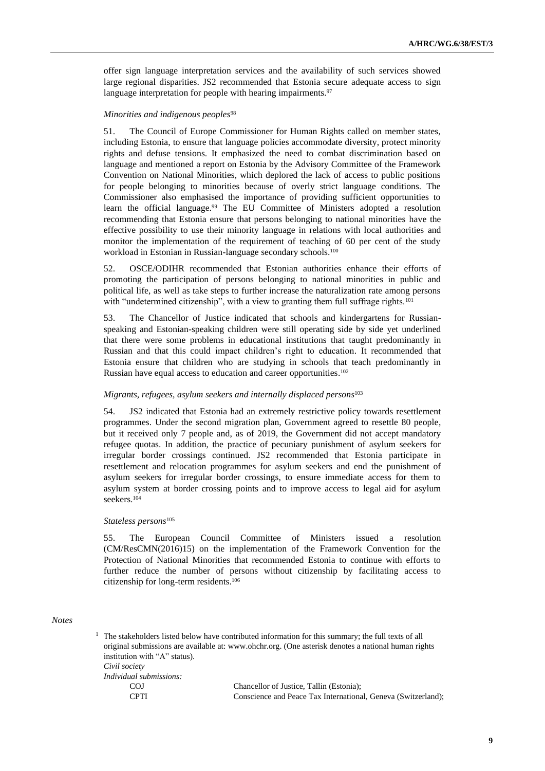offer sign language interpretation services and the availability of such services showed large regional disparities. JS2 recommended that Estonia secure adequate access to sign language interpretation for people with hearing impairments.[97]

*Minorities and indigenous peoples*[98]

51. The Council of Europe Commissioner for Human Rights called on member states, including Estonia, to ensure that language policies accommodate diversity, protect minority rights and defuse tensions. It emphasized the need to combat discrimination based on language and mentioned a report on Estonia by the Advisory Committee of the Framework Convention on National Minorities, which deplored the lack of access to public positions for people belonging to minorities because of overly strict language conditions. The Commissioner also emphasised the importance of providing sufficient opportunities to learn the official language.[99] The EU Committee of Ministers adopted a resolution recommending that Estonia ensure that persons belonging to national minorities have the effective possibility to use their minority language in relations with local authorities and monitor the implementation of the requirement of teaching of 60 per cent of the study workload in Estonian in Russian-language secondary schools.[100]

52. OSCE/ODIHR recommended that Estonian authorities enhance their efforts of promoting the participation of persons belonging to national minorities in public and political life, as well as take steps to further increase the naturalization rate among persons with "undetermined citizenship", with a view to granting them full suffrage rights.[101]

53. The Chancellor of Justice indicated that schools and kindergartens for Russian-speaking and Estonian-speaking children were still operating side by side yet underlined that there were some problems in educational institutions that taught predominantly in Russian and that this could impact children's right to education. It recommended that Estonia ensure that children who are studying in schools that teach predominantly in Russian have equal access to education and career opportunities.[102]

*Migrants, refugees, asylum seekers and internally displaced persons*[103]

54. JS2 indicated that Estonia had an extremely restrictive policy towards resettlement programmes. Under the second migration plan, Government agreed to resettle 80 people, but it received only 7 people and, as of 2019, the Government did not accept mandatory refugee quotas. In addition, the practice of pecuniary punishment of asylum seekers for irregular border crossings continued. JS2 recommended that Estonia participate in resettlement and relocation programmes for asylum seekers and end the punishment of asylum seekers for irregular border crossings, to ensure immediate access for them to asylum system at border crossing points and to improve access to legal aid for asylum seekers.[104]

*Stateless persons*[105]

55. The European Council Committee of Ministers issued a resolution (CM/ResCMN(2016)15) on the implementation of the Framework Convention for the Protection of National Minorities that recommended Estonia to continue with efforts to further reduce the number of persons without citizenship by facilitating access to citizenship for long-term residents.[106]

*Notes*

[1] The stakeholders listed below have contributed information for this summary; the full texts of all original submissions are available at: www.ohchr.org. (One asterisk denotes a national human rights institution with "A" status).

*Civil society*

*Individual submissions:*

| | |
|---|---|
| COJ | Chancellor of Justice, Tallin (Estonia); |
| CPTI | Conscience and Peace Tax International, Geneva (Switzerland); |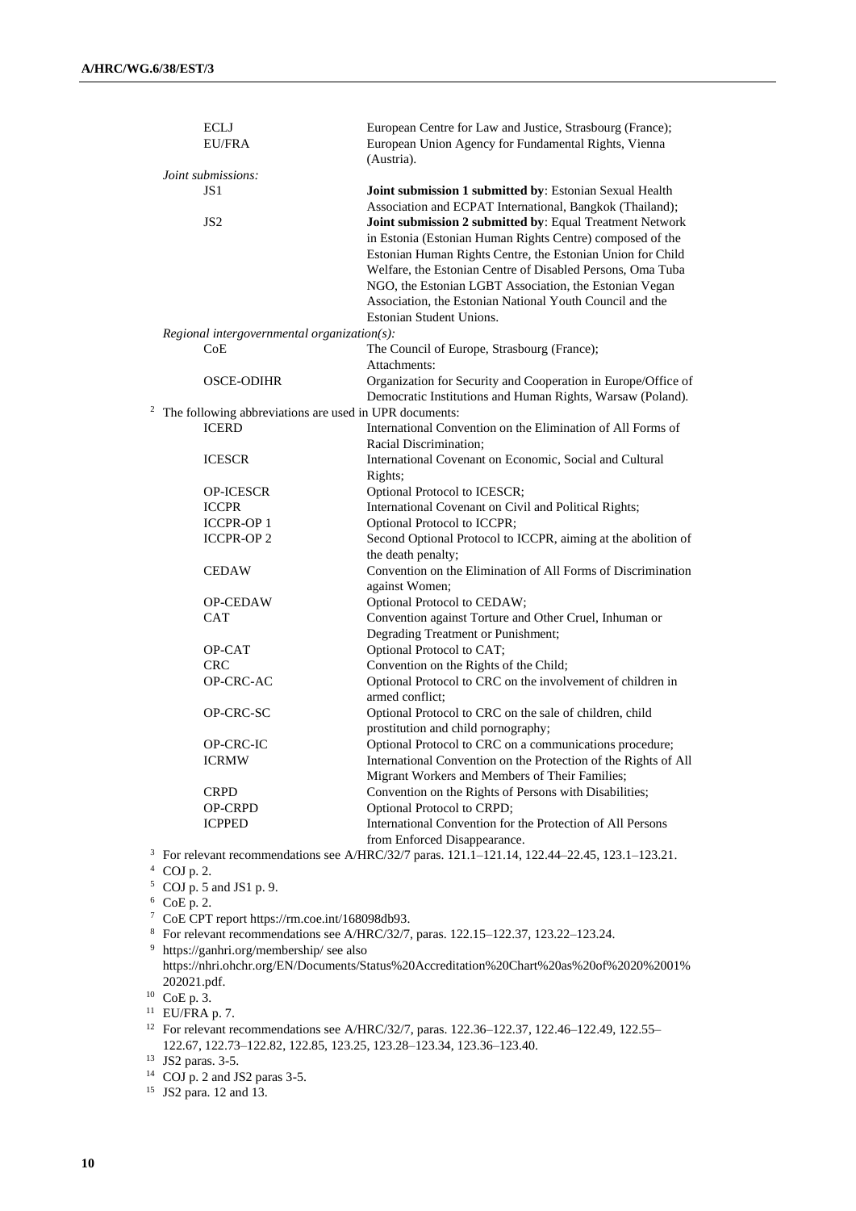| | |
|---|---|
| ECLJ | European Centre for Law and Justice, Strasbourg (France); |
| EU/FRA | European Union Agency for Fundamental Rights, Vienna (Austria). |
| *Joint submissions:* | |
| JS1 | **Joint submission 1 submitted by**: Estonian Sexual Health Association and ECPAT International, Bangkok (Thailand); |
| JS2 | **Joint submission 2 submitted by**: Equal Treatment Network in Estonia (Estonian Human Rights Centre) composed of the Estonian Human Rights Centre, the Estonian Union for Child Welfare, the Estonian Centre of Disabled Persons, Oma Tuba NGO, the Estonian LGBT Association, the Estonian Vegan Association, the Estonian National Youth Council and the Estonian Student Unions. |
| *Regional intergovernmental organization(s):* | |
| CoE | The Council of Europe, Strasbourg (France); Attachments: |
| OSCE-ODIHR | Organization for Security and Cooperation in Europe/Office of Democratic Institutions and Human Rights, Warsaw (Poland). |

[2] The following abbreviations are used in UPR documents:

| | |
|---|---|
| ICERD | International Convention on the Elimination of All Forms of Racial Discrimination; |
| ICESCR | International Covenant on Economic, Social and Cultural Rights; |
| OP-ICESCR | Optional Protocol to ICESCR; |
| ICCPR | International Covenant on Civil and Political Rights; |
| ICCPR-OP 1 | Optional Protocol to ICCPR; |
| ICCPR-OP 2 | Second Optional Protocol to ICCPR, aiming at the abolition of the death penalty; |
| CEDAW | Convention on the Elimination of All Forms of Discrimination against Women; |
| OP-CEDAW | Optional Protocol to CEDAW; |
| CAT | Convention against Torture and Other Cruel, Inhuman or Degrading Treatment or Punishment; |
| OP-CAT | Optional Protocol to CAT; |
| CRC | Convention on the Rights of the Child; |
| OP-CRC-AC | Optional Protocol to CRC on the involvement of children in armed conflict; |
| OP-CRC-SC | Optional Protocol to CRC on the sale of children, child prostitution and child pornography; |
| OP-CRC-IC | Optional Protocol to CRC on a communications procedure; |
| ICRMW | International Convention on the Protection of the Rights of All Migrant Workers and Members of Their Families; |
| CRPD | Convention on the Rights of Persons with Disabilities; |
| OP-CRPD | Optional Protocol to CRPD; |
| ICPPED | International Convention for the Protection of All Persons from Enforced Disappearance. |

[3] For relevant recommendations see A/HRC/32/7 paras. 121.1–121.14, 122.44–22.45, 123.1–123.21.

[4] COJ p. 2.

[5] COJ p. 5 and JS1 p. 9.

[6] CoE p. 2.

[7] CoE CPT report https://rm.coe.int/168098db93.

[8] For relevant recommendations see A/HRC/32/7, paras. 122.15–122.37, 123.22–123.24.

[9] https://ganhri.org/membership/ see also https://nhri.ohchr.org/EN/Documents/Status%20Accreditation%20Chart%20as%20of%2020%2001%202021.pdf.

[10] CoE p. 3.

[11] EU/FRA p. 7.

[12] For relevant recommendations see A/HRC/32/7, paras. 122.36–122.37, 122.46–122.49, 122.55–122.67, 122.73–122.82, 122.85, 123.25, 123.28–123.34, 123.36–123.40.

[13] JS2 paras. 3-5.

[14] COJ p. 2 and JS2 paras 3-5.

[15] JS2 para. 12 and 13.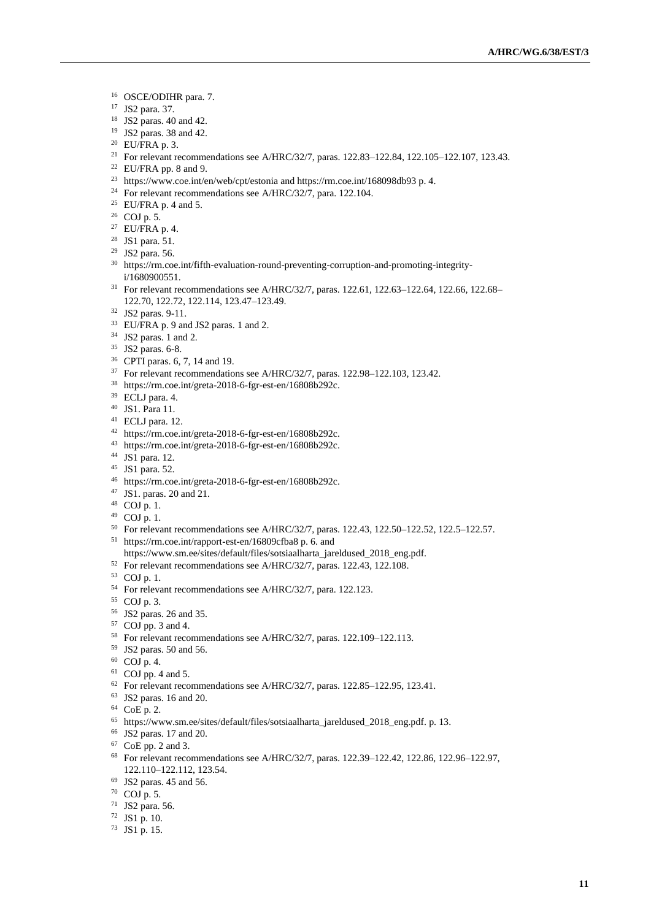[16] OSCE/ODIHR para. 7.

[17] JS2 para. 37.

[18] JS2 paras. 40 and 42.

[19] JS2 paras. 38 and 42.

[20] EU/FRA p. 3.

[21] For relevant recommendations see A/HRC/32/7, paras. 122.83–122.84, 122.105–122.107, 123.43.

[22] EU/FRA pp. 8 and 9.

[23] https://www.coe.int/en/web/cpt/estonia and https://rm.coe.int/168098db93 p. 4.

[24] For relevant recommendations see A/HRC/32/7, para. 122.104.

[25] EU/FRA p. 4 and 5.

[26] COJ p. 5.

[27] EU/FRA p. 4.

[28] JS1 para. 51.

[29] JS2 para. 56.

[30] https://rm.coe.int/fifth-evaluation-round-preventing-corruption-and-promoting-integrity-i/1680900551.

[31] For relevant recommendations see A/HRC/32/7, paras. 122.61, 122.63–122.64, 122.66, 122.68–122.70, 122.72, 122.114, 123.47–123.49.

[32] JS2 paras. 9-11.

[33] EU/FRA p. 9 and JS2 paras. 1 and 2.

[34] JS2 paras. 1 and 2.

[35] JS2 paras. 6-8.

[36] CPTI paras. 6, 7, 14 and 19.

[37] For relevant recommendations see A/HRC/32/7, paras. 122.98–122.103, 123.42.

[38] https://rm.coe.int/greta-2018-6-fgr-est-en/16808b292c.

[39] ECLJ para. 4.

[40] JS1. Para 11.

[41] ECLJ para. 12.

[42] https://rm.coe.int/greta-2018-6-fgr-est-en/16808b292c.

[43] https://rm.coe.int/greta-2018-6-fgr-est-en/16808b292c.

[44] JS1 para. 12.

[45] JS1 para. 52.

[46] https://rm.coe.int/greta-2018-6-fgr-est-en/16808b292c.

[47] JS1. paras. 20 and 21.

[48] COJ p. 1.

[49] COJ p. 1.

[50] For relevant recommendations see A/HRC/32/7, paras. 122.43, 122.50–122.52, 122.5–122.57.

[51] https://rm.coe.int/rapport-est-en/16809cfba8 p. 6. and https://www.sm.ee/sites/default/files/sotsiaalharta_jareldused_2018_eng.pdf.

[52] For relevant recommendations see A/HRC/32/7, paras. 122.43, 122.108.

[53] COJ p. 1.

[54] For relevant recommendations see A/HRC/32/7, para. 122.123.

[55] COJ p. 3.

[56] JS2 paras. 26 and 35.

[57] COJ pp. 3 and 4.

[58] For relevant recommendations see A/HRC/32/7, paras. 122.109–122.113.

[59] JS2 paras. 50 and 56.

[60] COJ p. 4.

[61] COJ pp. 4 and 5.

[62] For relevant recommendations see A/HRC/32/7, paras. 122.85–122.95, 123.41.

[63] JS2 paras. 16 and 20.

[64] CoE p. 2.

[65] https://www.sm.ee/sites/default/files/sotsiaalharta_jareldused_2018_eng.pdf. p. 13.

[66] JS2 paras. 17 and 20.

[67] CoE pp. 2 and 3.

[68] For relevant recommendations see A/HRC/32/7, paras. 122.39–122.42, 122.86, 122.96–122.97, 122.110–122.112, 123.54.

[69] JS2 paras. 45 and 56.

[70] COJ p. 5.

[71] JS2 para. 56.

[72] JS1 p. 10.

[73] JS1 p. 15.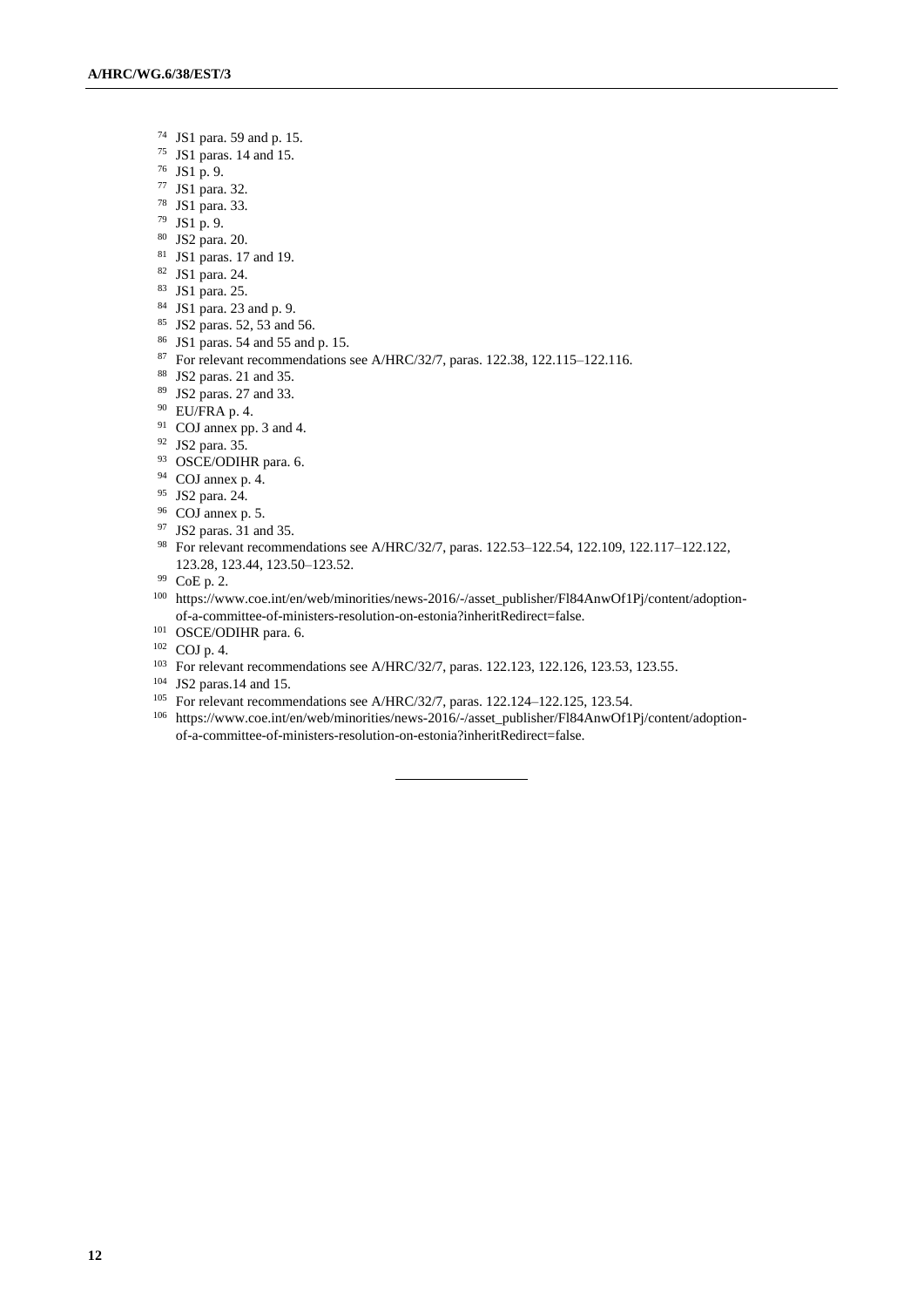[74] JS1 para. 59 and p. 15.

[75] JS1 paras. 14 and 15.

[76] JS1 p. 9.

[77] JS1 para. 32.

[78] JS1 para. 33.

[79] JS1 p. 9.

[80] JS2 para. 20.

[81] JS1 paras. 17 and 19.

[82] JS1 para. 24.

[83] JS1 para. 25.

[84] JS1 para. 23 and p. 9.

[85] JS2 paras. 52, 53 and 56.

[86] JS1 paras. 54 and 55 and p. 15.

[87] For relevant recommendations see A/HRC/32/7, paras. 122.38, 122.115–122.116.

[88] JS2 paras. 21 and 35.

[89] JS2 paras. 27 and 33.

[90] EU/FRA p. 4.

[91] COJ annex pp. 3 and 4.

[92] JS2 para. 35.

[93] OSCE/ODIHR para. 6.

[94] COJ annex p. 4.

[95] JS2 para. 24.

[96] COJ annex p. 5.

[97] JS2 paras. 31 and 35.

[98] For relevant recommendations see A/HRC/32/7, paras. 122.53–122.54, 122.109, 122.117–122.122, 123.28, 123.44, 123.50–123.52.

[99] CoE p. 2.

[100] https://www.coe.int/en/web/minorities/news-2016/-/asset_publisher/Fl84AnwOf1Pj/content/adoption-of-a-committee-of-ministers-resolution-on-estonia?inheritRedirect=false.

[101] OSCE/ODIHR para. 6.

[102] COJ p. 4.

[103] For relevant recommendations see A/HRC/32/7, paras. 122.123, 122.126, 123.53, 123.55.

[104] JS2 paras.14 and 15.

[105] For relevant recommendations see A/HRC/32/7, paras. 122.124–122.125, 123.54.

[106] https://www.coe.int/en/web/minorities/news-2016/-/asset_publisher/Fl84AnwOf1Pj/content/adoption-of-a-committee-of-ministers-resolution-on-estonia?inheritRedirect=false.